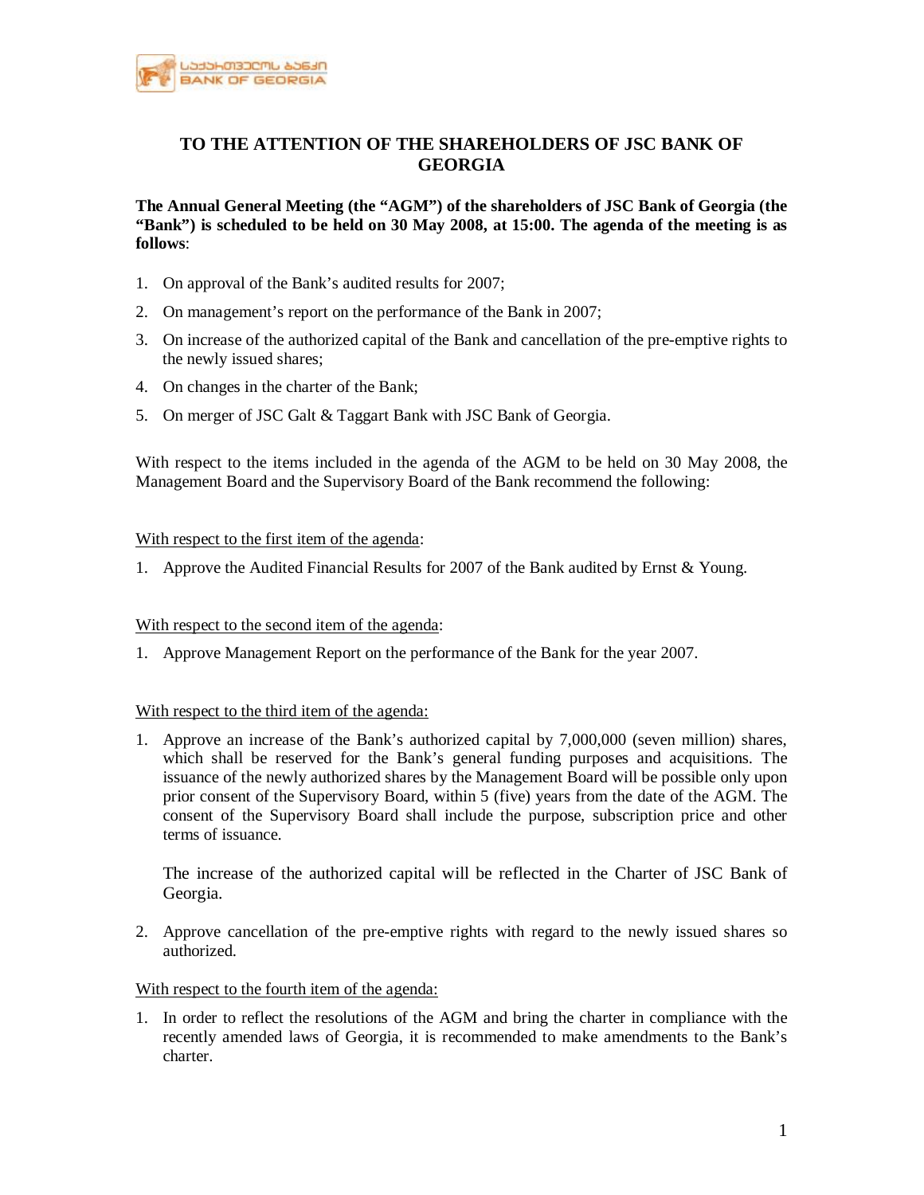# TO THE ATTENTION OF THE SHAREHOLDERS OF JSC BANK OF GEORGIA

**The Annual General Meeting (the "AGM") of the shareholders of JSC Bank of Georgia (the "Bank") is scheduled to be held on 30 May 2008, at 15:00. The agenda of the meeting is as follows**:

1. On approval of the Bank's audited results for 2007;
2. On management's report on the performance of the Bank in 2007;
3. On increase of the authorized capital of the Bank and cancellation of the pre-emptive rights to the newly issued shares;
4. On changes in the charter of the Bank;
5. On merger of JSC Galt & Taggart Bank with JSC Bank of Georgia.

With respect to the items included in the agenda of the AGM to be held on 30 May 2008, the Management Board and the Supervisory Board of the Bank recommend the following:

<u>With respect to the first item of the agenda</u>:

1. Approve the Audited Financial Results for 2007 of the Bank audited by Ernst & Young.

<u>With respect to the second item of the agenda</u>:

1. Approve Management Report on the performance of the Bank for the year 2007.

<u>With respect to the third item of the agenda:</u>

1. Approve an increase of the Bank's authorized capital by 7,000,000 (seven million) shares, which shall be reserved for the Bank's general funding purposes and acquisitions. The issuance of the newly authorized shares by the Management Board will be possible only upon prior consent of the Supervisory Board, within 5 (five) years from the date of the AGM. The consent of the Supervisory Board shall include the purpose, subscription price and other terms of issuance.

   The increase of the authorized capital will be reflected in the Charter of JSC Bank of Georgia.

2. Approve cancellation of the pre-emptive rights with regard to the newly issued shares so authorized.

<u>With respect to the fourth item of the agenda:</u>

1. In order to reflect the resolutions of the AGM and bring the charter in compliance with the recently amended laws of Georgia, it is recommended to make amendments to the Bank's charter.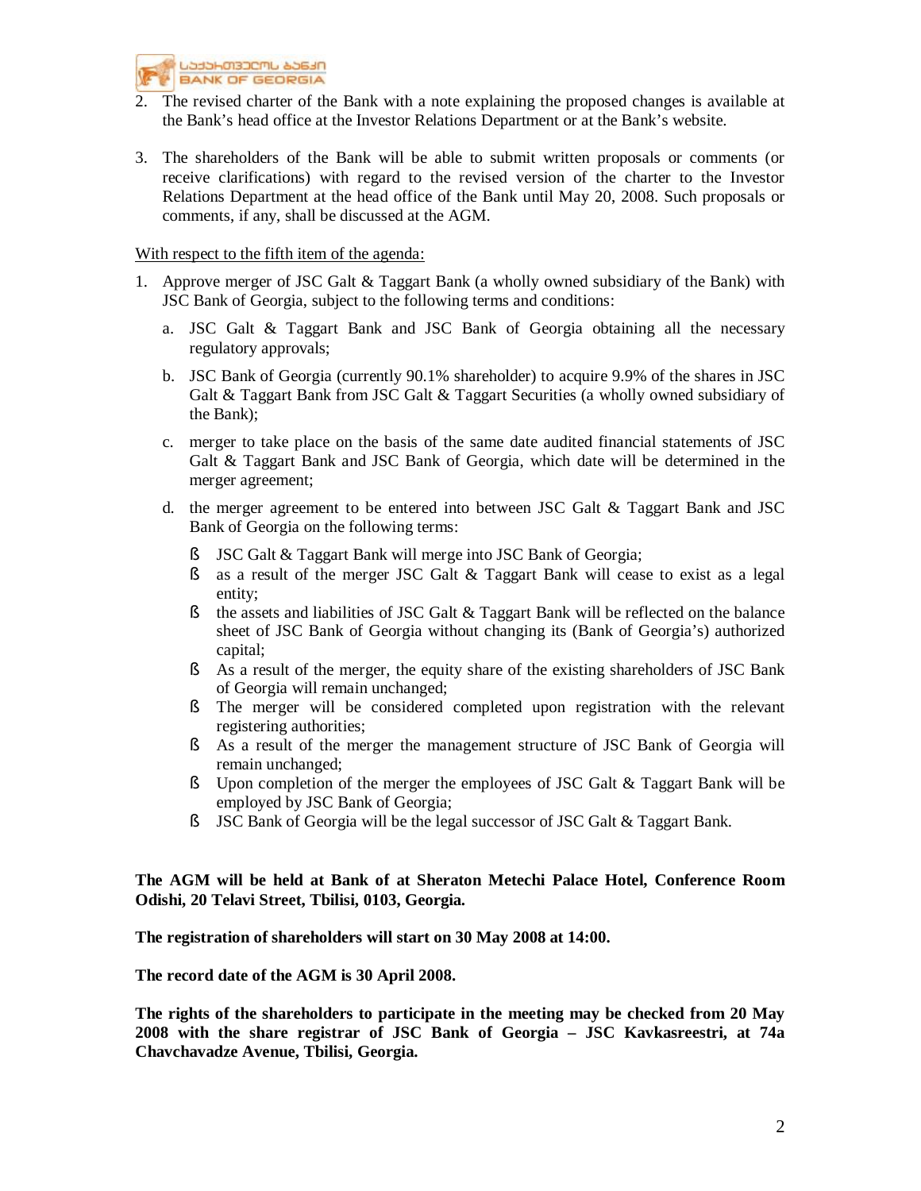2. The revised charter of the Bank with a note explaining the proposed changes is available at the Bank's head office at the Investor Relations Department or at the Bank's website.

3. The shareholders of the Bank will be able to submit written proposals or comments (or receive clarifications) with regard to the revised version of the charter to the Investor Relations Department at the head office of the Bank until May 20, 2008. Such proposals or comments, if any, shall be discussed at the AGM.

With respect to the fifth item of the agenda:

1. Approve merger of JSC Galt & Taggart Bank (a wholly owned subsidiary of the Bank) with JSC Bank of Georgia, subject to the following terms and conditions:
   a. JSC Galt & Taggart Bank and JSC Bank of Georgia obtaining all the necessary regulatory approvals;
   b. JSC Bank of Georgia (currently 90.1% shareholder) to acquire 9.9% of the shares in JSC Galt & Taggart Bank from JSC Galt & Taggart Securities (a wholly owned subsidiary of the Bank);
   c. merger to take place on the basis of the same date audited financial statements of JSC Galt & Taggart Bank and JSC Bank of Georgia, which date will be determined in the merger agreement;
   d. the merger agreement to be entered into between JSC Galt & Taggart Bank and JSC Bank of Georgia on the following terms:
      - JSC Galt & Taggart Bank will merge into JSC Bank of Georgia;
      - as a result of the merger JSC Galt & Taggart Bank will cease to exist as a legal entity;
      - the assets and liabilities of JSC Galt & Taggart Bank will be reflected on the balance sheet of JSC Bank of Georgia without changing its (Bank of Georgia's) authorized capital;
      - As a result of the merger, the equity share of the existing shareholders of JSC Bank of Georgia will remain unchanged;
      - The merger will be considered completed upon registration with the relevant registering authorities;
      - As a result of the merger the management structure of JSC Bank of Georgia will remain unchanged;
      - Upon completion of the merger the employees of JSC Galt & Taggart Bank will be employed by JSC Bank of Georgia;
      - JSC Bank of Georgia will be the legal successor of JSC Galt & Taggart Bank.

**The AGM will be held at Bank of at Sheraton Metechi Palace Hotel, Conference Room Odishi, 20 Telavi Street, Tbilisi, 0103, Georgia.**

**The registration of shareholders will start on 30 May 2008 at 14:00.**

**The record date of the AGM is 30 April 2008.**

**The rights of the shareholders to participate in the meeting may be checked from 20 May 2008 with the share registrar of JSC Bank of Georgia – JSC Kavkasreestri, at 74a Chavchavadze Avenue, Tbilisi, Georgia.**